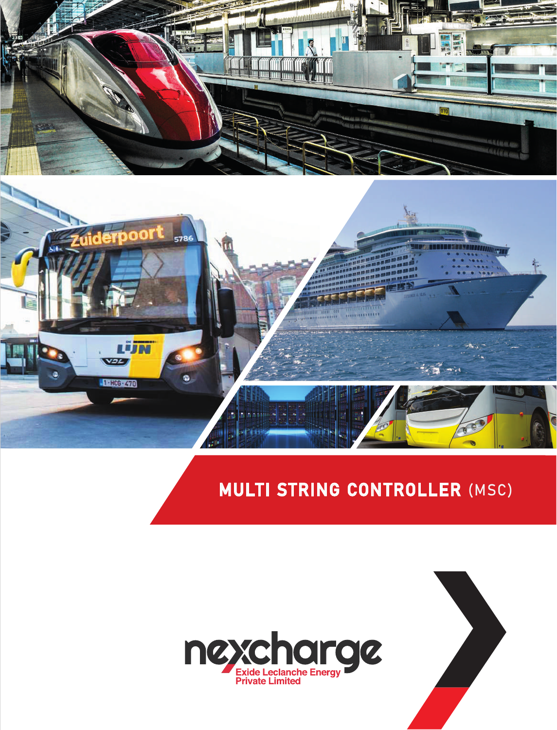# MULTI STRING CONTROLLER (MSC)

nexcharge

Exide Leclanche Energy Private Limited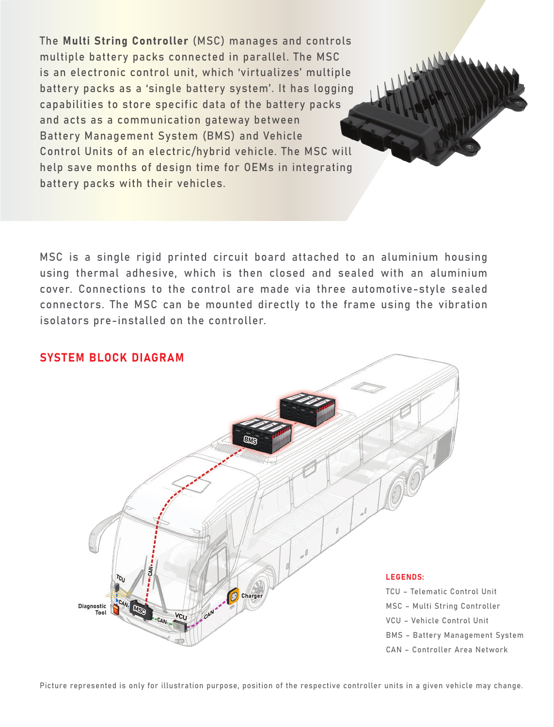The **Multi String Controller** (MSC) manages and controls multiple battery packs connected in parallel. The MSC is an electronic control unit, which 'virtualizes' multiple battery packs as a 'single battery system'. It has logging capabilities to store specific data of the battery packs and acts as a communication gateway between Battery Management System (BMS) and Vehicle Control Units of an electric/hybrid vehicle. The MSC will help save months of design time for OEMs in integrating battery packs with their vehicles.

MSC is a single rigid printed circuit board attached to an aluminium housing using thermal adhesive, which is then closed and sealed with an aluminium cover. Connections to the control are made via three automotive-style sealed connectors. The MSC can be mounted directly to the frame using the vibration isolators pre-installed on the controller.

## SYSTEM BLOCK DIAGRAM

BMS

CAN

TCU

Diagnostic Tool

CAN

MSC

CAN

VCU

CAN

Charger

**LEGENDS:**

TCU – Telematic Control Unit

MSC – Multi String Controller

VCU – Vehicle Control Unit

BMS – Battery Management System

CAN – Controller Area Network

Picture represented is only for illustration purpose, position of the respective controller units in a given vehicle may change.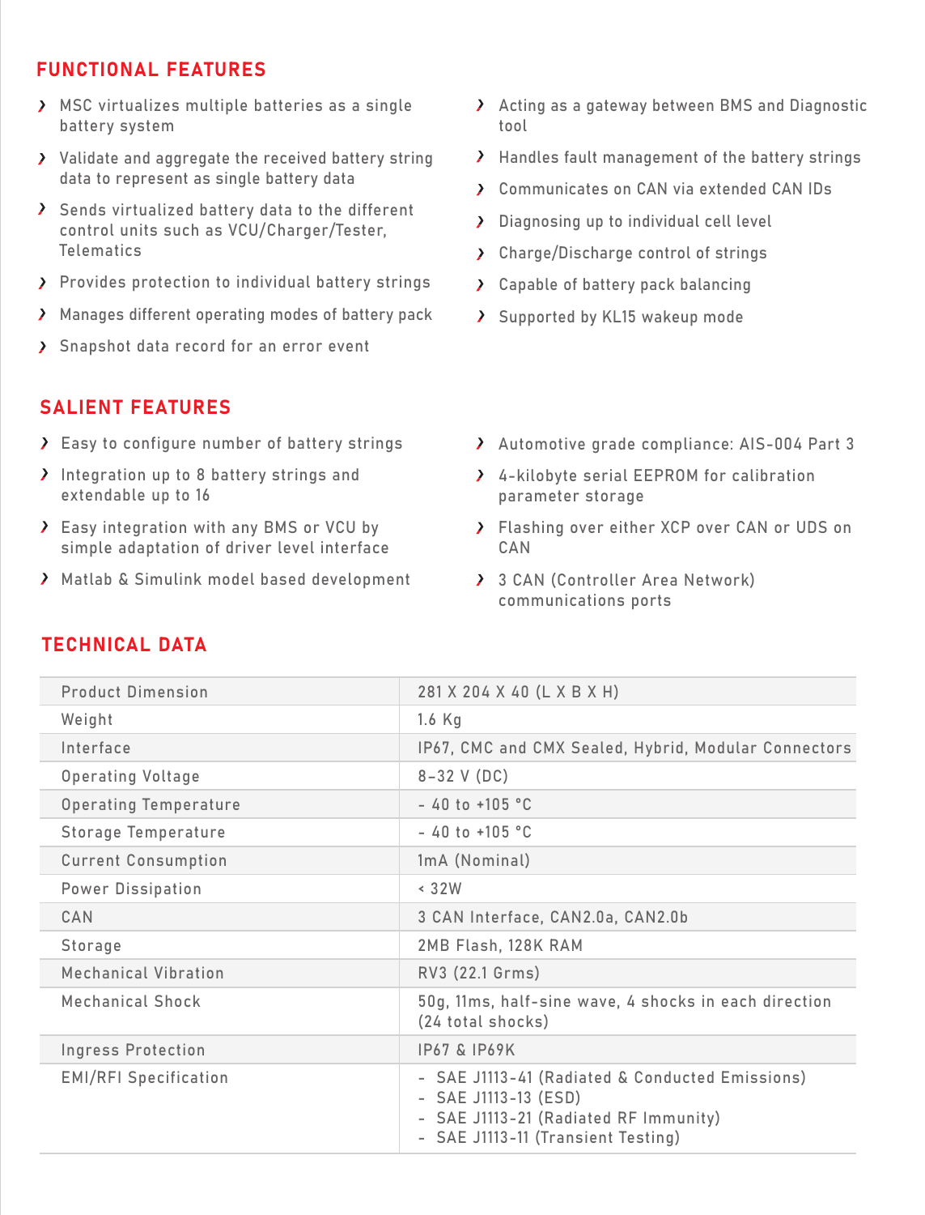## FUNCTIONAL FEATURES

- MSC virtualizes multiple batteries as a single battery system
- Validate and aggregate the received battery string data to represent as single battery data
- Sends virtualized battery data to the different control units such as VCU/Charger/Tester, Telematics
- Provides protection to individual battery strings
- Manages different operating modes of battery pack
- Snapshot data record for an error event
- Acting as a gateway between BMS and Diagnostic tool
- Handles fault management of the battery strings
- Communicates on CAN via extended CAN IDs
- Diagnosing up to individual cell level
- Charge/Discharge control of strings
- Capable of battery pack balancing
- Supported by KL15 wakeup mode

## SALIENT FEATURES

- Easy to configure number of battery strings
- Integration up to 8 battery strings and extendable up to 16
- Easy integration with any BMS or VCU by simple adaptation of driver level interface
- Matlab & Simulink model based development
- Automotive grade compliance: AIS-004 Part 3
- 4-kilobyte serial EEPROM for calibration parameter storage
- Flashing over either XCP over CAN or UDS on CAN
- 3 CAN (Controller Area Network) communications ports

## TECHNICAL DATA

| | |
|---|---|
| Product Dimension | 281 X 204 X 40 (L X B X H) |
| Weight | 1.6 Kg |
| Interface | IP67, CMC and CMX Sealed, Hybrid, Modular Connectors |
| Operating Voltage | 8-32 V (DC) |
| Operating Temperature | - 40 to +105 °C |
| Storage Temperature | - 40 to +105 °C |
| Current Consumption | 1mA (Nominal) |
| Power Dissipation | < 32W |
| CAN | 3 CAN Interface, CAN2.0a, CAN2.0b |
| Storage | 2MB Flash, 128K RAM |
| Mechanical Vibration | RV3 (22.1 Grms) |
| Mechanical Shock | 50g, 11ms, half-sine wave, 4 shocks in each direction (24 total shocks) |
| Ingress Protection | IP67 & IP69K |
| EMI/RFI Specification | - SAE J1113-41 (Radiated & Conducted Emissions)<br>- SAE J1113-13 (ESD)<br>- SAE J1113-21 (Radiated RF Immunity)<br>- SAE J1113-11 (Transient Testing) |